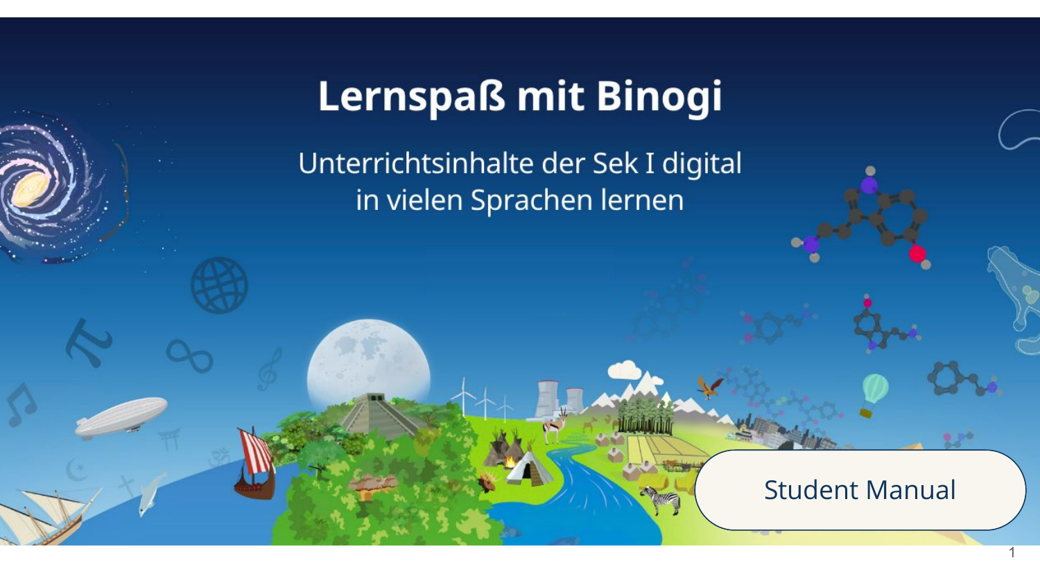# Lernspaß mit Binogi

Unterrichtsinhalte der Sek I digital in vielen Sprachen lernen

Student Manual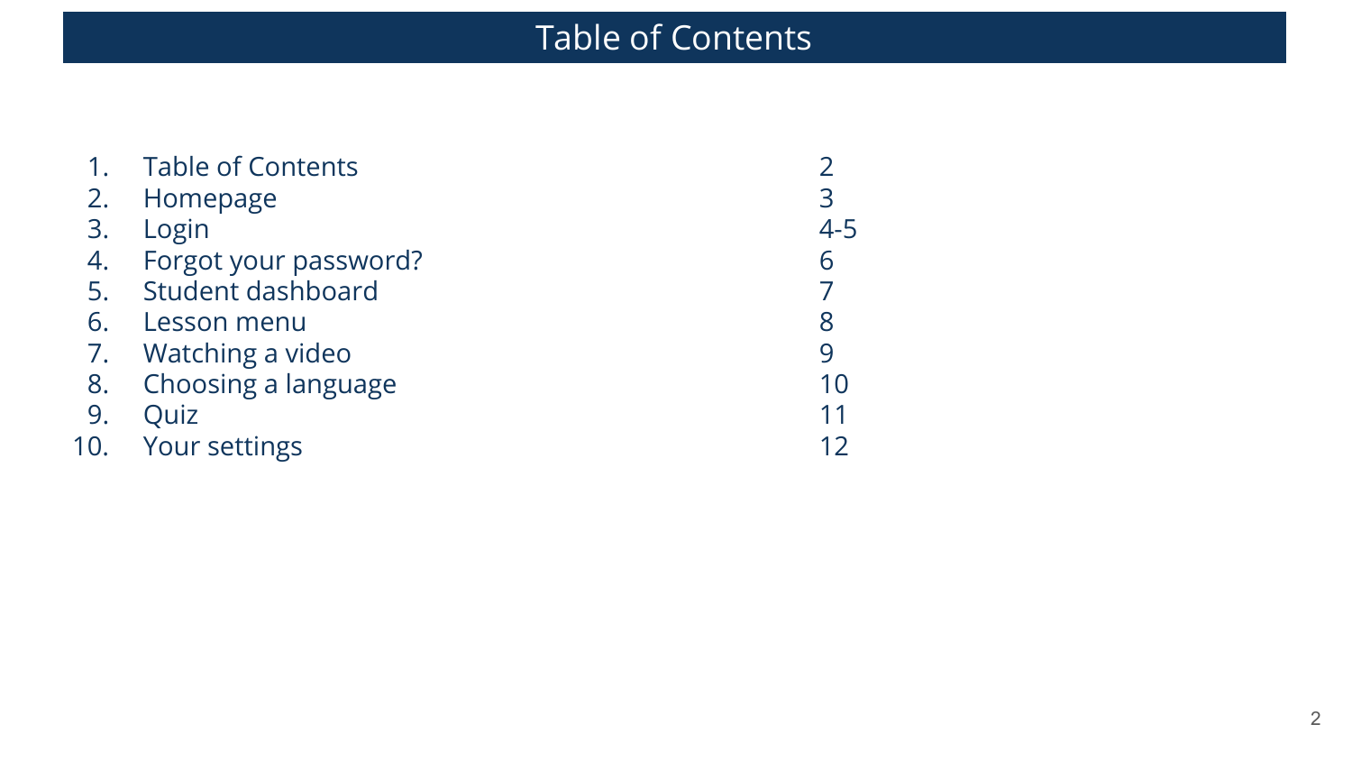# Table of Contents

| | Section | Page |
|---|---|---|
| 1. | Table of Contents | 2 |
| 2. | Homepage | 3 |
| 3. | Login | 4-5 |
| 4. | Forgot your password? | 6 |
| 5. | Student dashboard | 7 |
| 6. | Lesson menu | 8 |
| 7. | Watching a video | 9 |
| 8. | Choosing a language | 10 |
| 9. | Quiz | 11 |
| 10. | Your settings | 12 |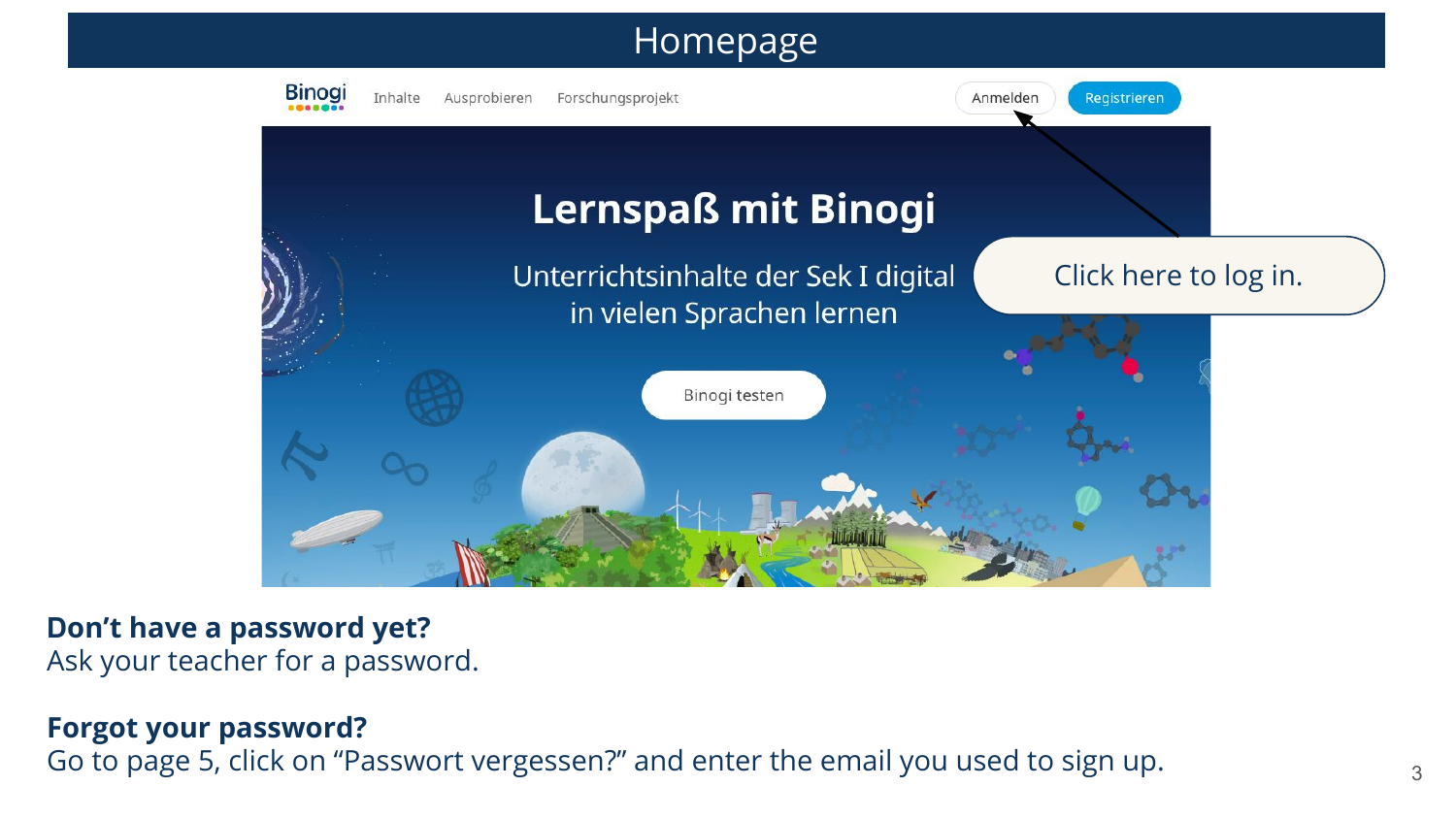# Homepage

Binogi Inhalte Ausprobieren Forschungsprojekt Anmelden Registrieren

**Lernspaß mit Binogi**

Unterrichtsinhalte der Sek I digital in vielen Sprachen lernen

Binogi testen

Click here to log in.

**Don’t have a password yet?**
Ask your teacher for a password.

**Forgot your password?**
Go to page 5, click on “Passwort vergessen?” and enter the email you used to sign up.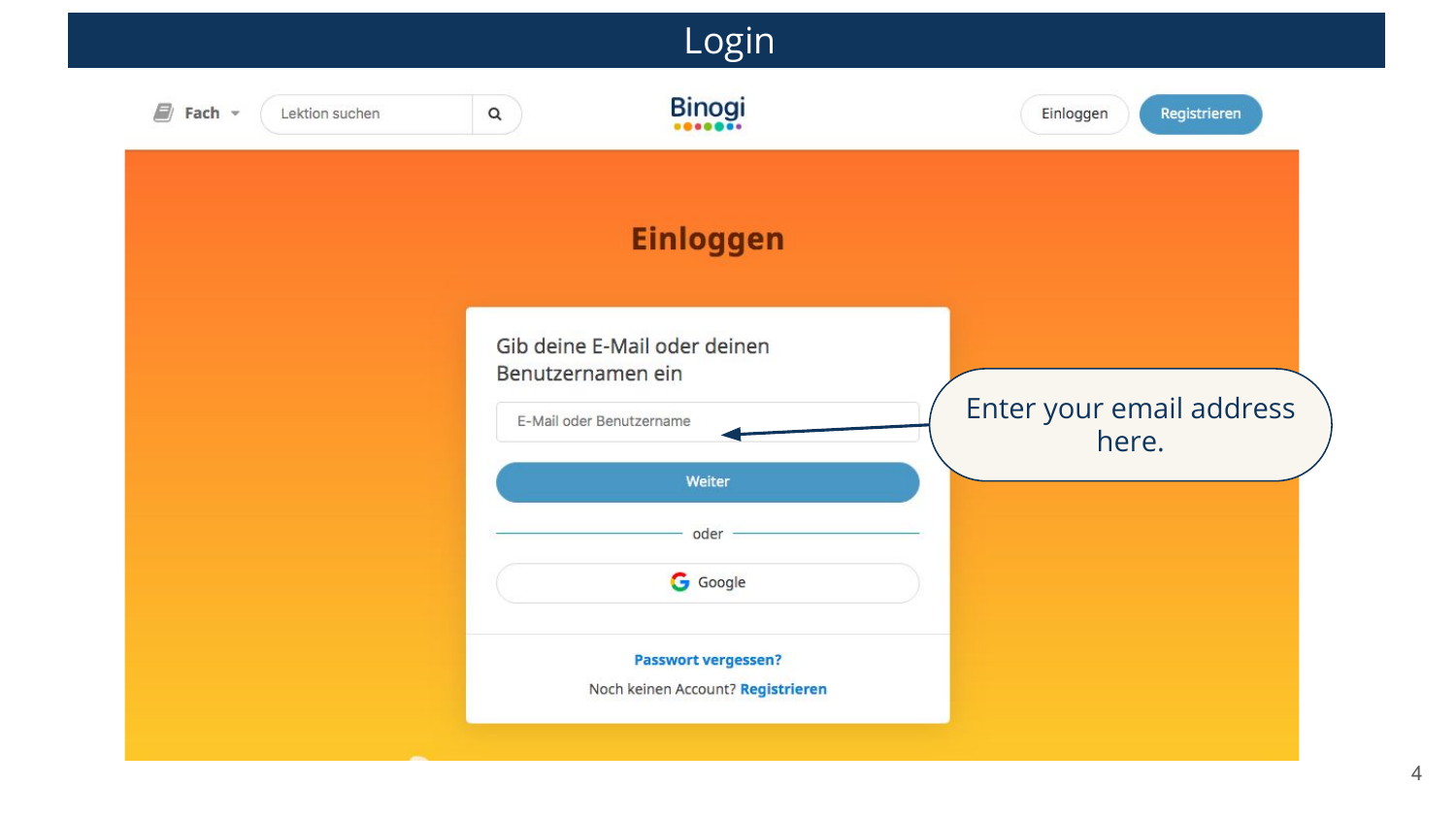# Login

Fach | Lektion suchen

Binogi

Einloggen | Registrieren

## Einloggen

Gib deine E-Mail oder deinen Benutzernamen ein

E-Mail oder Benutzername

Weiter

oder

Google

**Passwort vergessen?**

Noch keinen Account? **Registrieren**

Enter your email address here.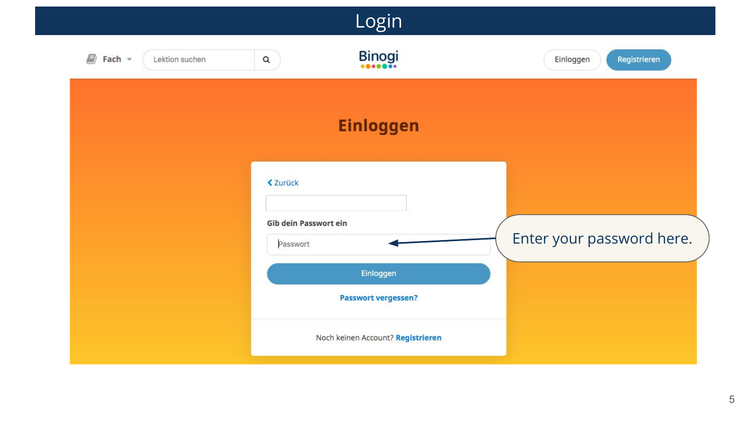# Login

Fach | Lektion suchen

Binogi

Einloggen | Registrieren

## Einloggen

Zurück

Gib dein Passwort ein

Passwort

Einloggen

Passwort vergessen?

Noch keinen Account? **Registrieren**

Enter your password here.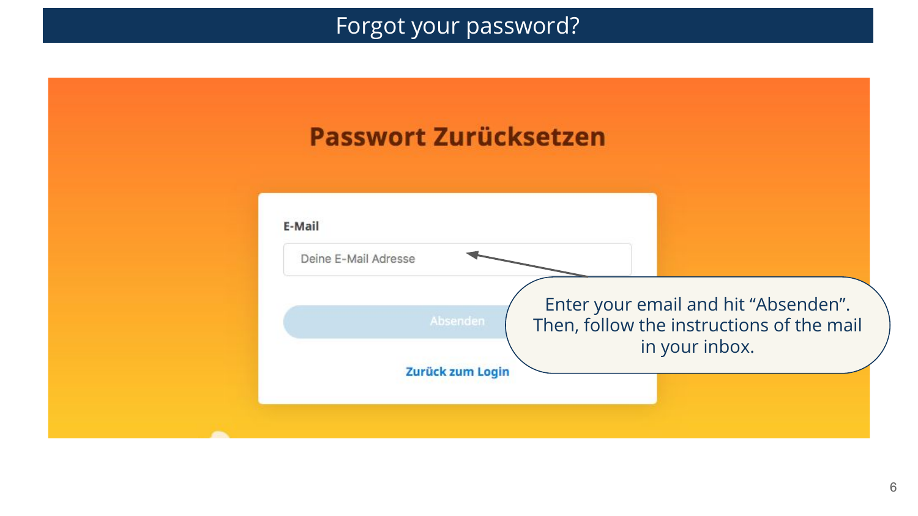# Forgot your password?

## Passwort Zurücksetzen

E-Mail

Deine E-Mail Adresse

Absenden

Zurück zum Login

Enter your email and hit “Absenden”. Then, follow the instructions of the mail in your inbox.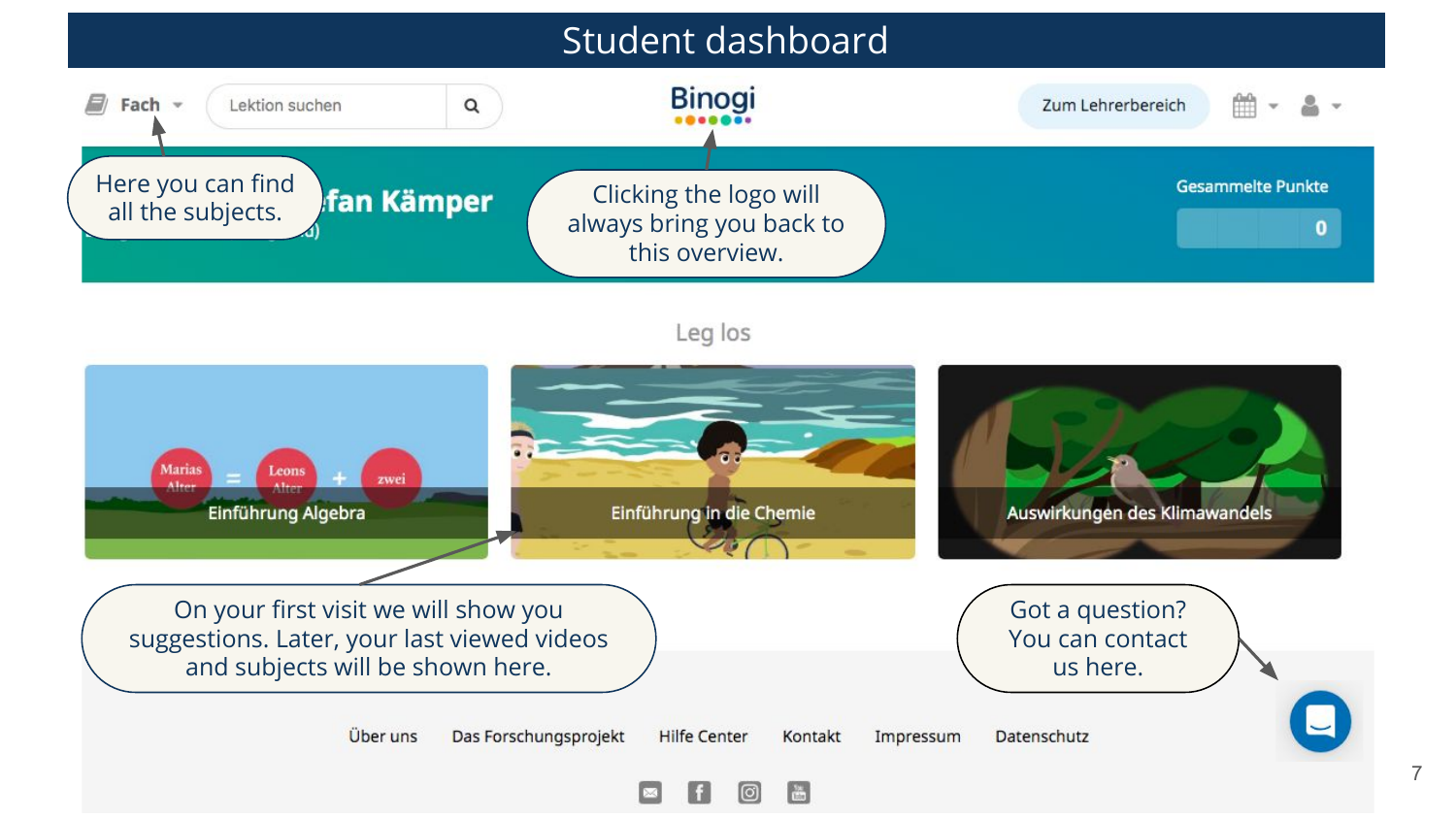# Student dashboard

Fach

Lektion suchen

Binogi

Zum Lehrerbereich

Here you can find all the subjects.

Clicking the logo will always bring you back to this overview.

Gesammelte Punkte

0

Leg los

Einführung Algebra

Einführung in die Chemie

Auswirkungen des Klimawandels

On your first visit we will show you suggestions. Later, your last viewed videos and subjects will be shown here.

Got a question? You can contact us here.

Über uns | Das Forschungsprojekt | Hilfe Center | Kontakt | Impressum | Datenschutz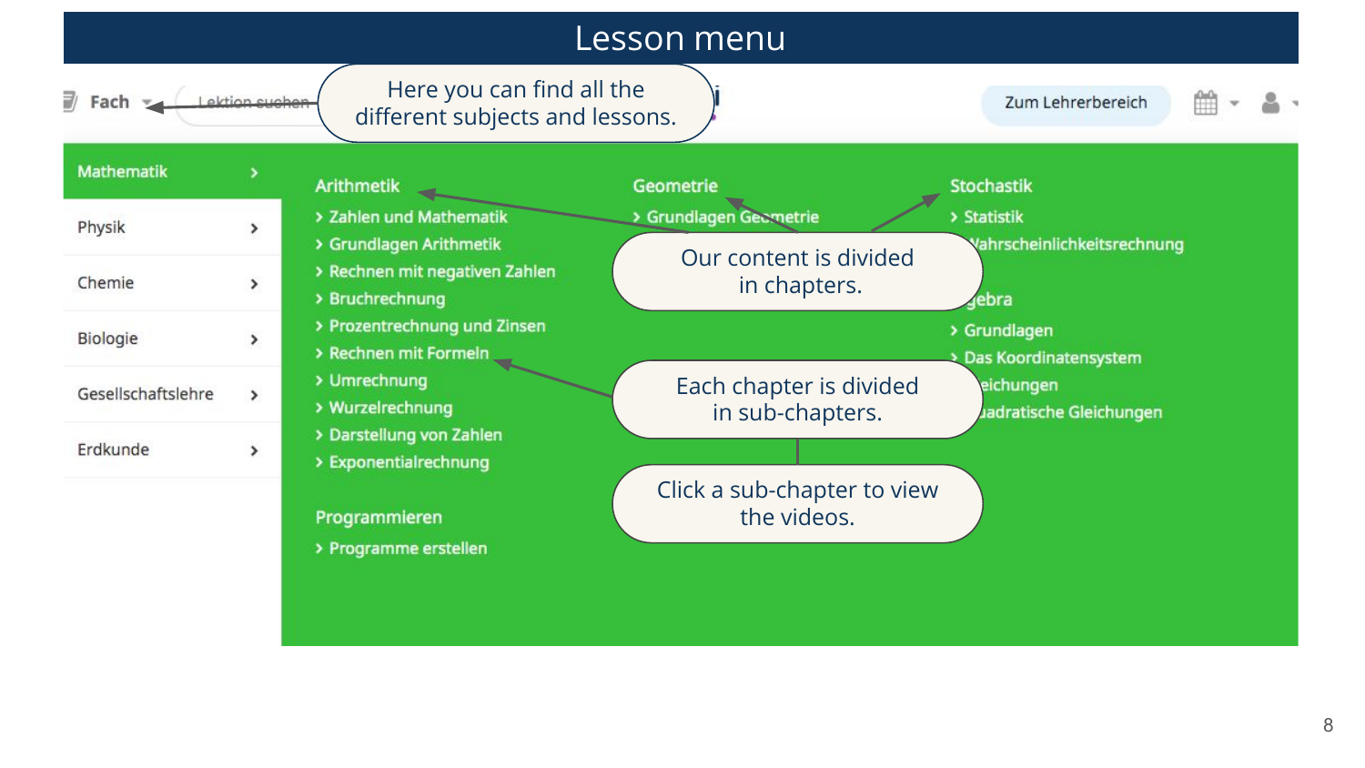# Lesson menu

Fach ▾ | Lektion suchen | Zum Lehrerbereich

Here you can find all the different subjects and lessons.

- Mathematik ›
- Physik ›
- Chemie ›
- Biologie ›
- Gesellschaftslehre ›
- Erdkunde ›

**Arithmetik**

- Zahlen und Mathematik
- Grundlagen Arithmetik
- Rechnen mit negativen Zahlen
- Bruchrechnung
- Prozentrechnung und Zinsen
- Rechnen mit Formeln
- Umrechnung
- Wurzelrechnung
- Darstellung von Zahlen
- Exponentialrechnung

**Programmieren**

- Programme erstellen

**Geometrie**

- Grundlagen Geometrie

**Stochastik**

- Statistik
- Wahrscheinlichkeitsrechnung

**Algebra**

- Grundlagen
- Das Koordinatensystem
- Gleichungen
- Quadratische Gleichungen

Our content is divided in chapters.

Each chapter is divided in sub-chapters.

Click a sub-chapter to view the videos.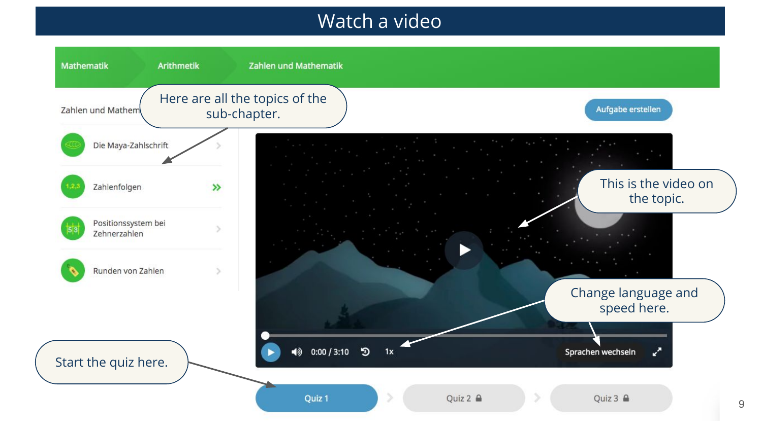# Watch a video

Mathematik | Arithmetik | Zahlen und Mathematik

Zahlen und Mathem

Here are all the topics of the sub-chapter.

- Die Maya-Zahlschrift
- Zahlenfolgen
- Positionssystem bei Zehnerzahlen
- Runden von Zahlen

Aufgabe erstellen

This is the video on the topic.

0:00 / 3:10 1x Sprachen wechseln

Change language and speed here.

Start the quiz here.

Quiz 1 | Quiz 2 | Quiz 3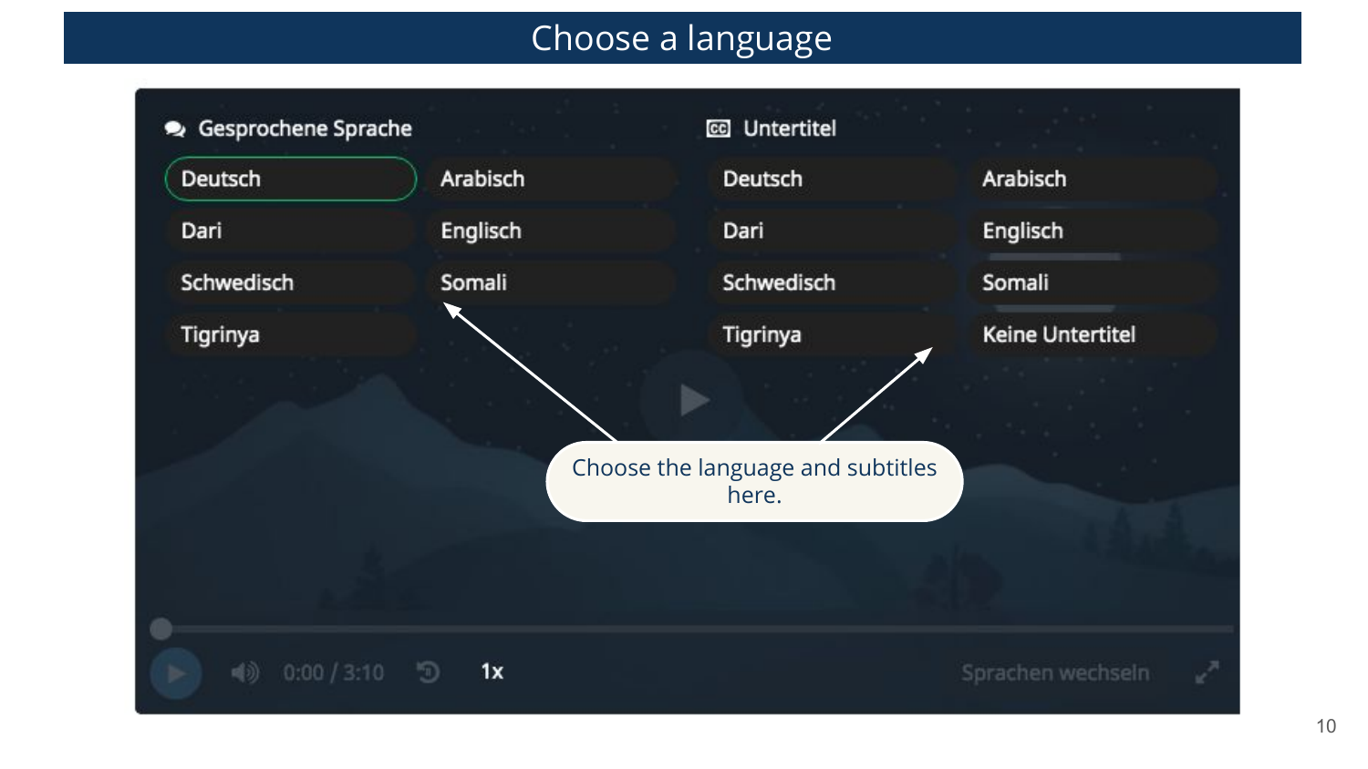# Choose a language

**Gesprochene Sprache**

- Deutsch
- Arabisch
- Dari
- Englisch
- Schwedisch
- Somali
- Tigrinya

**Untertitel**

- Deutsch
- Arabisch
- Dari
- Englisch
- Schwedisch
- Somali
- Tigrinya
- Keine Untertitel

Choose the language and subtitles here.

0:00 / 3:10 1x Sprachen wechseln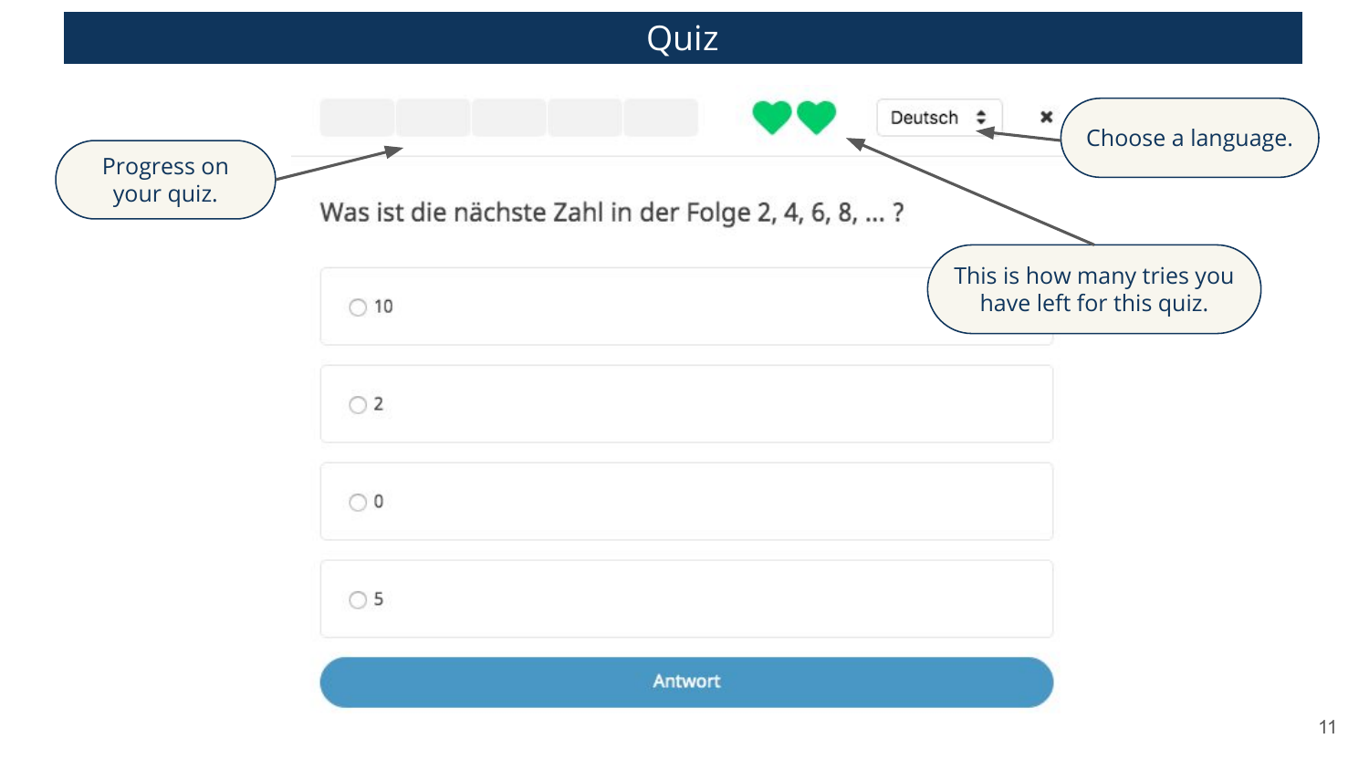# Quiz

Progress on your quiz.

Deutsch

Choose a language.

This is how many tries you have left for this quiz.

Was ist die nächste Zahl in der Folge 2, 4, 6, 8, ... ?

- 10
- 2
- 0
- 5

Antwort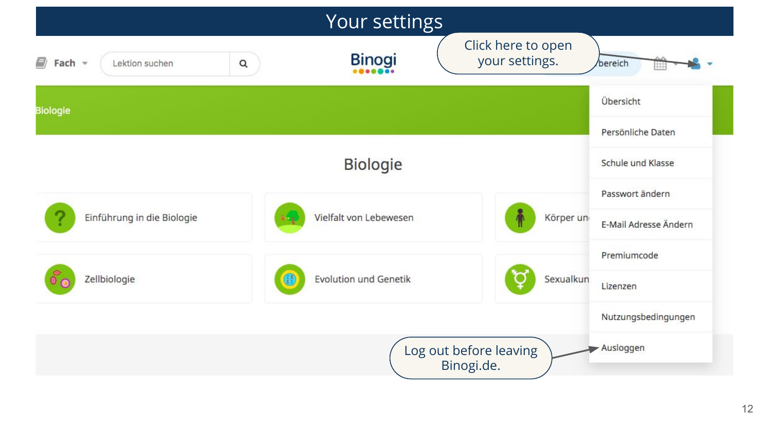# Your settings

Click here to open your settings.

Fach

Lektion suchen

Binogi

bereich

Biologie

Biologie

Einführung in die Biologie

Vielfalt von Lebewesen

Körper un

Zellbiologie

Evolution und Genetik

Sexualkun

Übersicht

Persönliche Daten

Schule und Klasse

Passwort ändern

E-Mail Adresse Ändern

Premiumcode

Lizenzen

Nutzungsbedingungen

Ausloggen

Log out before leaving Binogi.de.